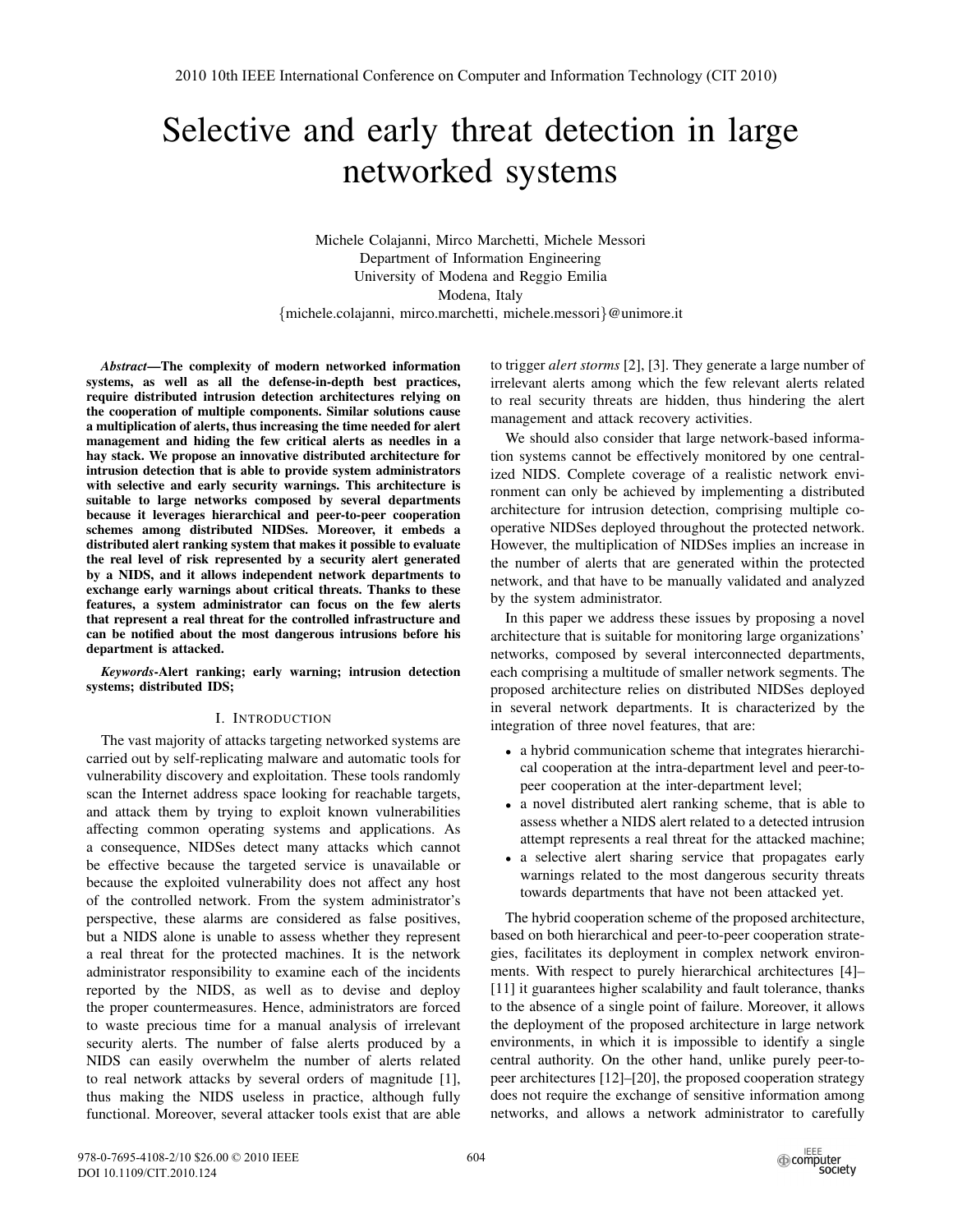# Selective and early threat detection in large networked systems

Michele Colajanni, Mirco Marchetti, Michele Messori
Department of Information Engineering
University of Modena and Reggio Emilia
Modena, Italy
{michele.colajanni, mirco.marchetti, michele.messori}@unimore.it

***Abstract*—The complexity of modern networked information systems, as well as all the defense-in-depth best practices, require distributed intrusion detection architectures relying on the cooperation of multiple components. Similar solutions cause a multiplication of alerts, thus increasing the time needed for alert management and hiding the few critical alerts as needles in a hay stack. We propose an innovative distributed architecture for intrusion detection that is able to provide system administrators with selective and early security warnings. This architecture is suitable to large networks composed by several departments because it leverages hierarchical and peer-to-peer cooperation schemes among distributed NIDSes. Moreover, it embeds a distributed alert ranking system that makes it possible to evaluate the real level of risk represented by a security alert generated by a NIDS, and it allows independent network departments to exchange early warnings about critical threats. Thanks to these features, a system administrator can focus on the few alerts that represent a real threat for the controlled infrastructure and can be notified about the most dangerous intrusions before his department is attacked.**

***Keywords*-Alert ranking; early warning; intrusion detection systems; distributed IDS;**

## I. Introduction

The vast majority of attacks targeting networked systems are carried out by self-replicating malware and automatic tools for vulnerability discovery and exploitation. These tools randomly scan the Internet address space looking for reachable targets, and attack them by trying to exploit known vulnerabilities affecting common operating systems and applications. As a consequence, NIDSes detect many attacks which cannot be effective because the targeted service is unavailable or because the exploited vulnerability does not affect any host of the controlled network. From the system administrator's perspective, these alarms are considered as false positives, but a NIDS alone is unable to assess whether they represent a real threat for the protected machines. It is the network administrator responsibility to examine each of the incidents reported by the NIDS, as well as to devise and deploy the proper countermeasures. Hence, administrators are forced to waste precious time for a manual analysis of irrelevant security alerts. The number of false alerts produced by a NIDS can easily overwhelm the number of alerts related to real network attacks by several orders of magnitude [1], thus making the NIDS useless in practice, although fully functional. Moreover, several attacker tools exist that are able to trigger *alert storms* [2], [3]. They generate a large number of irrelevant alerts among which the few relevant alerts related to real security threats are hidden, thus hindering the alert management and attack recovery activities.

We should also consider that large network-based information systems cannot be effectively monitored by one centralized NIDS. Complete coverage of a realistic network environment can only be achieved by implementing a distributed architecture for intrusion detection, comprising multiple cooperative NIDSes deployed throughout the protected network. However, the multiplication of NIDSes implies an increase in the number of alerts that are generated within the protected network, and that have to be manually validated and analyzed by the system administrator.

In this paper we address these issues by proposing a novel architecture that is suitable for monitoring large organizations' networks, composed by several interconnected departments, each comprising a multitude of smaller network segments. The proposed architecture relies on distributed NIDSes deployed in several network departments. It is characterized by the integration of three novel features, that are:

- a hybrid communication scheme that integrates hierarchical cooperation at the intra-department level and peer-to-peer cooperation at the inter-department level;
- a novel distributed alert ranking scheme, that is able to assess whether a NIDS alert related to a detected intrusion attempt represents a real threat for the attacked machine;
- a selective alert sharing service that propagates early warnings related to the most dangerous security threats towards departments that have not been attacked yet.

The hybrid cooperation scheme of the proposed architecture, based on both hierarchical and peer-to-peer cooperation strategies, facilitates its deployment in complex network environments. With respect to purely hierarchical architectures [4]–[11] it guarantees higher scalability and fault tolerance, thanks to the absence of a single point of failure. Moreover, it allows the deployment of the proposed architecture in large network environments, in which it is impossible to identify a single central authority. On the other hand, unlike purely peer-to-peer architectures [12]–[20], the proposed cooperation strategy does not require the exchange of sensitive information among networks, and allows a network administrator to carefully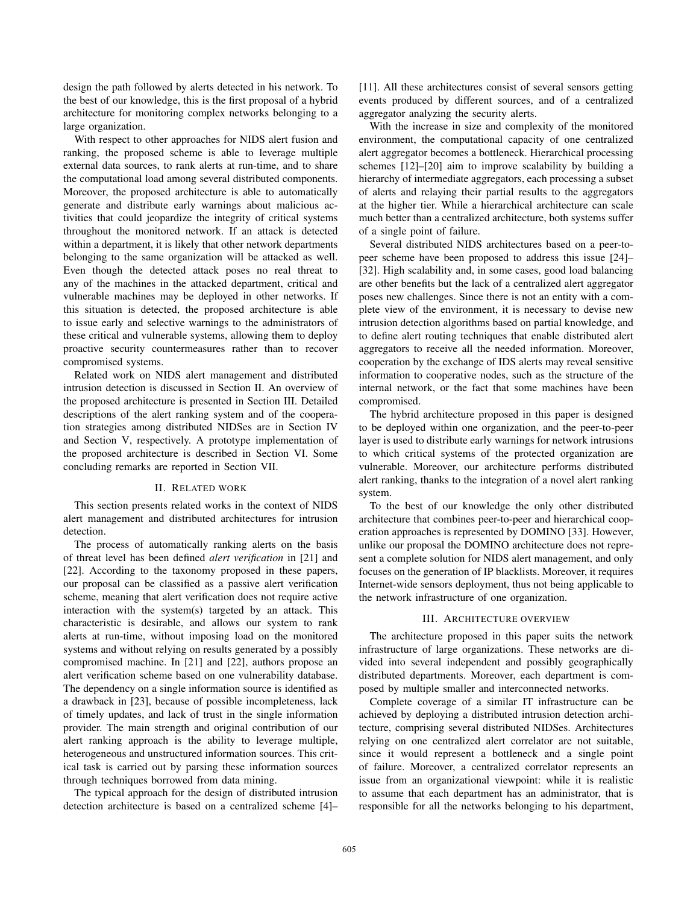design the path followed by alerts detected in his network. To the best of our knowledge, this is the first proposal of a hybrid architecture for monitoring complex networks belonging to a large organization.

With respect to other approaches for NIDS alert fusion and ranking, the proposed scheme is able to leverage multiple external data sources, to rank alerts at run-time, and to share the computational load among several distributed components. Moreover, the proposed architecture is able to automatically generate and distribute early warnings about malicious activities that could jeopardize the integrity of critical systems throughout the monitored network. If an attack is detected within a department, it is likely that other network departments belonging to the same organization will be attacked as well. Even though the detected attack poses no real threat to any of the machines in the attacked department, critical and vulnerable machines may be deployed in other networks. If this situation is detected, the proposed architecture is able to issue early and selective warnings to the administrators of these critical and vulnerable systems, allowing them to deploy proactive security countermeasures rather than to recover compromised systems.

Related work on NIDS alert management and distributed intrusion detection is discussed in Section II. An overview of the proposed architecture is presented in Section III. Detailed descriptions of the alert ranking system and of the cooperation strategies among distributed NIDSes are in Section IV and Section V, respectively. A prototype implementation of the proposed architecture is described in Section VI. Some concluding remarks are reported in Section VII.

## II. Related work

This section presents related works in the context of NIDS alert management and distributed architectures for intrusion detection.

The process of automatically ranking alerts on the basis of threat level has been defined *alert verification* in [21] and [22]. According to the taxonomy proposed in these papers, our proposal can be classified as a passive alert verification scheme, meaning that alert verification does not require active interaction with the system(s) targeted by an attack. This characteristic is desirable, and allows our system to rank alerts at run-time, without imposing load on the monitored systems and without relying on results generated by a possibly compromised machine. In [21] and [22], authors propose an alert verification scheme based on one vulnerability database. The dependency on a single information source is identified as a drawback in [23], because of possible incompleteness, lack of timely updates, and lack of trust in the single information provider. The main strength and original contribution of our alert ranking approach is the ability to leverage multiple, heterogeneous and unstructured information sources. This critical task is carried out by parsing these information sources through techniques borrowed from data mining.

The typical approach for the design of distributed intrusion detection architecture is based on a centralized scheme [4]–[11]. All these architectures consist of several sensors getting events produced by different sources, and of a centralized aggregator analyzing the security alerts.

With the increase in size and complexity of the monitored environment, the computational capacity of one centralized alert aggregator becomes a bottleneck. Hierarchical processing schemes [12]–[20] aim to improve scalability by building a hierarchy of intermediate aggregators, each processing a subset of alerts and relaying their partial results to the aggregators at the higher tier. While a hierarchical architecture can scale much better than a centralized architecture, both systems suffer of a single point of failure.

Several distributed NIDS architectures based on a peer-to-peer scheme have been proposed to address this issue [24]–[32]. High scalability and, in some cases, good load balancing are other benefits but the lack of a centralized alert aggregator poses new challenges. Since there is not an entity with a complete view of the environment, it is necessary to devise new intrusion detection algorithms based on partial knowledge, and to define alert routing techniques that enable distributed alert aggregators to receive all the needed information. Moreover, cooperation by the exchange of IDS alerts may reveal sensitive information to cooperative nodes, such as the structure of the internal network, or the fact that some machines have been compromised.

The hybrid architecture proposed in this paper is designed to be deployed within one organization, and the peer-to-peer layer is used to distribute early warnings for network intrusions to which critical systems of the protected organization are vulnerable. Moreover, our architecture performs distributed alert ranking, thanks to the integration of a novel alert ranking system.

To the best of our knowledge the only other distributed architecture that combines peer-to-peer and hierarchical cooperation approaches is represented by DOMINO [33]. However, unlike our proposal the DOMINO architecture does not represent a complete solution for NIDS alert management, and only focuses on the generation of IP blacklists. Moreover, it requires Internet-wide sensors deployment, thus not being applicable to the network infrastructure of one organization.

## III. Architecture overview

The architecture proposed in this paper suits the network infrastructure of large organizations. These networks are divided into several independent and possibly geographically distributed departments. Moreover, each department is composed by multiple smaller and interconnected networks.

Complete coverage of a similar IT infrastructure can be achieved by deploying a distributed intrusion detection architecture, comprising several distributed NIDSes. Architectures relying on one centralized alert correlator are not suitable, since it would represent a bottleneck and a single point of failure. Moreover, a centralized correlator represents an issue from an organizational viewpoint: while it is realistic to assume that each department has an administrator, that is responsible for all the networks belonging to his department,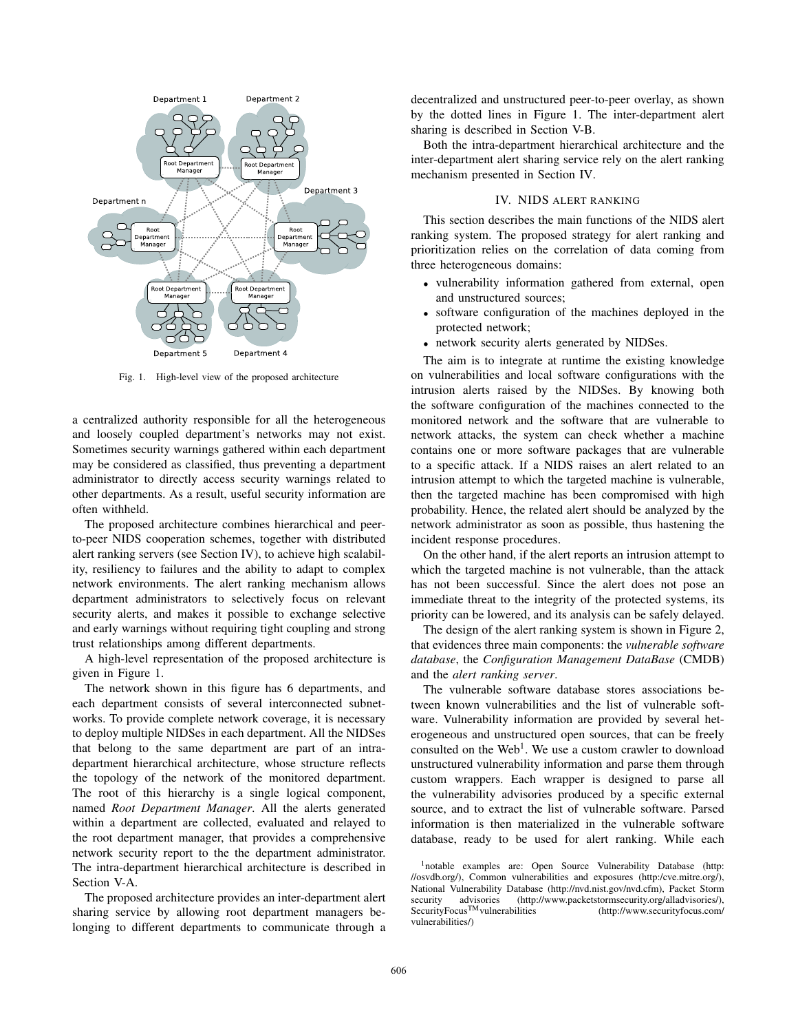Fig. 1. High-level view of the proposed architecture

a centralized authority responsible for all the heterogeneous and loosely coupled department's networks may not exist. Sometimes security warnings gathered within each department may be considered as classified, thus preventing a department administrator to directly access security warnings related to other departments. As a result, useful security information are often withheld.

The proposed architecture combines hierarchical and peer-to-peer NIDS cooperation schemes, together with distributed alert ranking servers (see Section IV), to achieve high scalability, resiliency to failures and the ability to adapt to complex network environments. The alert ranking mechanism allows department administrators to selectively focus on relevant security alerts, and makes it possible to exchange selective and early warnings without requiring tight coupling and strong trust relationships among different departments.

A high-level representation of the proposed architecture is given in Figure 1.

The network shown in this figure has 6 departments, and each department consists of several interconnected subnetworks. To provide complete network coverage, it is necessary to deploy multiple NIDSes in each department. All the NIDSes that belong to the same department are part of an intra-department hierarchical architecture, whose structure reflects the topology of the network of the monitored department. The root of this hierarchy is a single logical component, named *Root Department Manager*. All the alerts generated within a department are collected, evaluated and relayed to the root department manager, that provides a comprehensive network security report to the the department administrator. The intra-department hierarchical architecture is described in Section V-A.

The proposed architecture provides an inter-department alert sharing service by allowing root department managers belonging to different departments to communicate through a decentralized and unstructured peer-to-peer overlay, as shown by the dotted lines in Figure 1. The inter-department alert sharing is described in Section V-B.

Both the intra-department hierarchical architecture and the inter-department alert sharing service rely on the alert ranking mechanism presented in Section IV.

## IV. NIDS ALERT RANKING

This section describes the main functions of the NIDS alert ranking system. The proposed strategy for alert ranking and prioritization relies on the correlation of data coming from three heterogeneous domains:

- vulnerability information gathered from external, open and unstructured sources;
- software configuration of the machines deployed in the protected network;
- network security alerts generated by NIDSes.

The aim is to integrate at runtime the existing knowledge on vulnerabilities and local software configurations with the intrusion alerts raised by the NIDSes. By knowing both the software configuration of the machines connected to the monitored network and the software that are vulnerable to network attacks, the system can check whether a machine contains one or more software packages that are vulnerable to a specific attack. If a NIDS raises an alert related to an intrusion attempt to which the targeted machine is vulnerable, then the targeted machine has been compromised with high probability. Hence, the related alert should be analyzed by the network administrator as soon as possible, thus hastening the incident response procedures.

On the other hand, if the alert reports an intrusion attempt to which the targeted machine is not vulnerable, than the attack has not been successful. Since the alert does not pose an immediate threat to the integrity of the protected systems, its priority can be lowered, and its analysis can be safely delayed.

The design of the alert ranking system is shown in Figure 2, that evidences three main components: the *vulnerable software database*, the *Configuration Management DataBase* (CMDB) and the *alert ranking server*.

The vulnerable software database stores associations between known vulnerabilities and the list of vulnerable software. Vulnerability information are provided by several heterogeneous and unstructured open sources, that can be freely consulted on the Web[1]. We use a custom crawler to download unstructured vulnerability information and parse them through custom wrappers. Each wrapper is designed to parse all the vulnerability advisories produced by a specific external source, and to extract the list of vulnerable software. Parsed information is then materialized in the vulnerable software database, ready to be used for alert ranking. While each

[1]notable examples are: Open Source Vulnerability Database (http://osvdb.org/), Common vulnerabilities and exposures (http:/cve.mitre.org/), National Vulnerability Database (http://nvd.nist.gov/nvd.cfm), Packet Storm security advisories (http://www.packetstormsecurity.org/alladvisories/), SecurityFocus™ vulnerabilities (http://www.securityfocus.com/vulnerabilities/)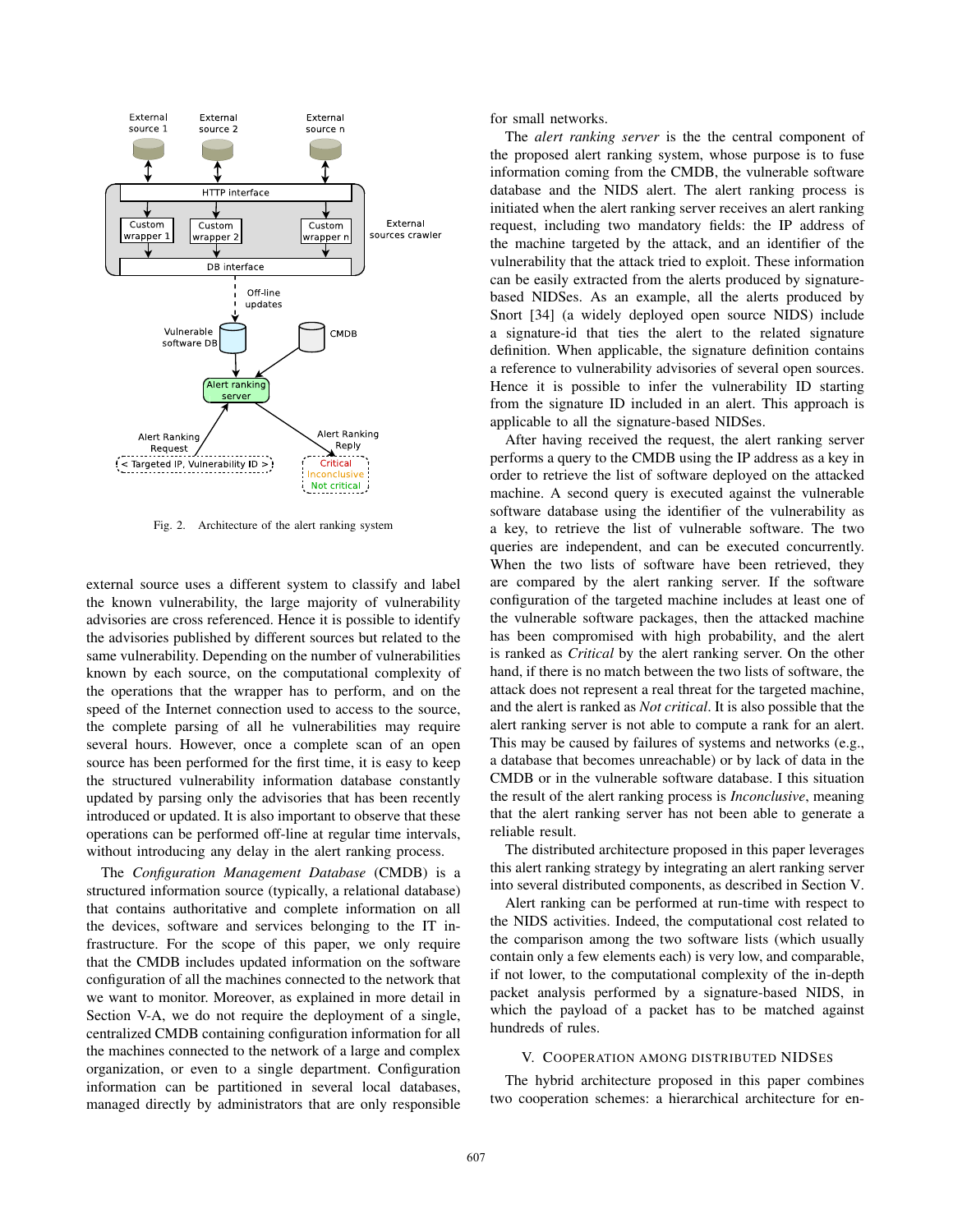External source 1

External source 2

External source n

HTTP interface

Custom wrapper 1

Custom wrapper 2

Custom wrapper n

External sources crawler

DB interface

Off-line updates

Vulnerable software DB

CMDB

Alert ranking server

Alert Ranking Request

< Targeted IP, Vulnerability ID >

Alert Ranking Reply

Critical
Inconclusive
Not critical

Fig. 2. Architecture of the alert ranking system

external source uses a different system to classify and label the known vulnerability, the large majority of vulnerability advisories are cross referenced. Hence it is possible to identify the advisories published by different sources but related to the same vulnerability. Depending on the number of vulnerabilities known by each source, on the computational complexity of the operations that the wrapper has to perform, and on the speed of the Internet connection used to access to the source, the complete parsing of all he vulnerabilities may require several hours. However, once a complete scan of an open source has been performed for the first time, it is easy to keep the structured vulnerability information database constantly updated by parsing only the advisories that has been recently introduced or updated. It is also important to observe that these operations can be performed off-line at regular time intervals, without introducing any delay in the alert ranking process.

The *Configuration Management Database* (CMDB) is a structured information source (typically, a relational database) that contains authoritative and complete information on all the devices, software and services belonging to the IT infrastructure. For the scope of this paper, we only require that the CMDB includes updated information on the software configuration of all the machines connected to the network that we want to monitor. Moreover, as explained in more detail in Section V-A, we do not require the deployment of a single, centralized CMDB containing configuration information for all the machines connected to the network of a large and complex organization, or even to a single department. Configuration information can be partitioned in several local databases, managed directly by administrators that are only responsible for small networks.

The *alert ranking server* is the the central component of the proposed alert ranking system, whose purpose is to fuse information coming from the CMDB, the vulnerable software database and the NIDS alert. The alert ranking process is initiated when the alert ranking server receives an alert ranking request, including two mandatory fields: the IP address of the machine targeted by the attack, and an identifier of the vulnerability that the attack tried to exploit. These information can be easily extracted from the alerts produced by signature-based NIDSes. As an example, all the alerts produced by Snort [34] (a widely deployed open source NIDS) include a signature-id that ties the alert to the related signature definition. When applicable, the signature definition contains a reference to vulnerability advisories of several open sources. Hence it is possible to infer the vulnerability ID starting from the signature ID included in an alert. This approach is applicable to all the signature-based NIDSes.

After having received the request, the alert ranking server performs a query to the CMDB using the IP address as a key in order to retrieve the list of software deployed on the attacked machine. A second query is executed against the vulnerable software database using the identifier of the vulnerability as a key, to retrieve the list of vulnerable software. The two queries are independent, and can be executed concurrently. When the two lists of software have been retrieved, they are compared by the alert ranking server. If the software configuration of the targeted machine includes at least one of the vulnerable software packages, then the attacked machine has been compromised with high probability, and the alert is ranked as *Critical* by the alert ranking server. On the other hand, if there is no match between the two lists of software, the attack does not represent a real threat for the targeted machine, and the alert is ranked as *Not critical*. It is also possible that the alert ranking server is not able to compute a rank for an alert. This may be caused by failures of systems and networks (e.g., a database that becomes unreachable) or by lack of data in the CMDB or in the vulnerable software database. I this situation the result of the alert ranking process is *Inconclusive*, meaning that the alert ranking server has not been able to generate a reliable result.

The distributed architecture proposed in this paper leverages this alert ranking strategy by integrating an alert ranking server into several distributed components, as described in Section V.

Alert ranking can be performed at run-time with respect to the NIDS activities. Indeed, the computational cost related to the comparison among the two software lists (which usually contain only a few elements each) is very low, and comparable, if not lower, to the computational complexity of the in-depth packet analysis performed by a signature-based NIDS, in which the payload of a packet has to be matched against hundreds of rules.

## V. Cooperation among distributed NIDSes

The hybrid architecture proposed in this paper combines two cooperation schemes: a hierarchical architecture for en-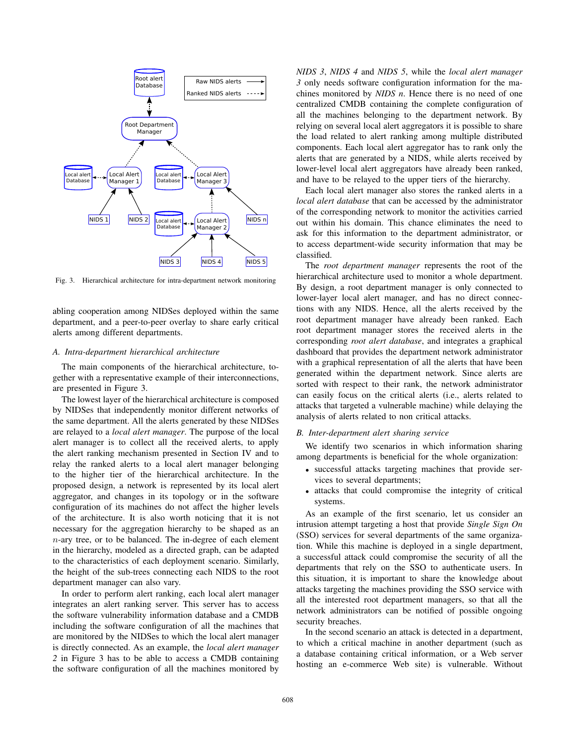Fig. 3. Hierarchical architecture for intra-department network monitoring

abling cooperation among NIDSes deployed within the same department, and a peer-to-peer overlay to share early critical alerts among different departments.

### A. Intra-department hierarchical architecture

The main components of the hierarchical architecture, together with a representative example of their interconnections, are presented in Figure 3.

The lowest layer of the hierarchical architecture is composed by NIDSes that independently monitor different networks of the same department. All the alerts generated by these NIDSes are relayed to a *local alert manager*. The purpose of the local alert manager is to collect all the received alerts, to apply the alert ranking mechanism presented in Section IV and to relay the ranked alerts to a local alert manager belonging to the higher tier of the hierarchical architecture. In the proposed design, a network is represented by its local alert aggregator, and changes in its topology or in the software configuration of its machines do not affect the higher levels of the architecture. It is also worth noticing that it is not necessary for the aggregation hierarchy to be shaped as an $n$-ary tree, or to be balanced. The in-degree of each element in the hierarchy, modeled as a directed graph, can be adapted to the characteristics of each deployment scenario. Similarly, the height of the sub-trees connecting each NIDS to the root department manager can also vary.

In order to perform alert ranking, each local alert manager integrates an alert ranking server. This server has to access the software vulnerability information database and a CMDB including the software configuration of all the machines that are monitored by the NIDSes to which the local alert manager is directly connected. As an example, the *local alert manager 2* in Figure 3 has to be able to access a CMDB containing the software configuration of all the machines monitored by *NIDS 3*, *NIDS 4* and *NIDS 5*, while the *local alert manager 3* only needs software configuration information for the machines monitored by *NIDS n*. Hence there is no need of one centralized CMDB containing the complete configuration of all the machines belonging to the department network. By relying on several local alert aggregators it is possible to share the load related to alert ranking among multiple distributed components. Each local alert aggregator has to rank only the alerts that are generated by a NIDS, while alerts received by lower-level local alert aggregators have already been ranked, and have to be relayed to the upper tiers of the hierarchy.

Each local alert manager also stores the ranked alerts in a *local alert database* that can be accessed by the administrator of the corresponding network to monitor the activities carried out within his domain. This chance eliminates the need to ask for this information to the department administrator, or to access department-wide security information that may be classified.

The *root department manager* represents the root of the hierarchical architecture used to monitor a whole department. By design, a root department manager is only connected to lower-layer local alert manager, and has no direct connections with any NIDS. Hence, all the alerts received by the root department manager have already been ranked. Each root department manager stores the received alerts in the corresponding *root alert database*, and integrates a graphical dashboard that provides the department network administrator with a graphical representation of all the alerts that have been generated within the department network. Since alerts are sorted with respect to their rank, the network administrator can easily focus on the critical alerts (i.e., alerts related to attacks that targeted a vulnerable machine) while delaying the analysis of alerts related to non critical attacks.

### B. Inter-department alert sharing service

We identify two scenarios in which information sharing among departments is beneficial for the whole organization:

- successful attacks targeting machines that provide services to several departments;
- attacks that could compromise the integrity of critical systems.

As an example of the first scenario, let us consider an intrusion attempt targeting a host that provide *Single Sign On* (SSO) services for several departments of the same organization. While this machine is deployed in a single department, a successful attack could compromise the security of all the departments that rely on the SSO to authenticate users. In this situation, it is important to share the knowledge about attacks targeting the machines providing the SSO service with all the interested root department managers, so that all the network administrators can be notified of possible ongoing security breaches.

In the second scenario an attack is detected in a department, to which a critical machine in another department (such as a database containing critical information, or a Web server hosting an e-commerce Web site) is vulnerable. Without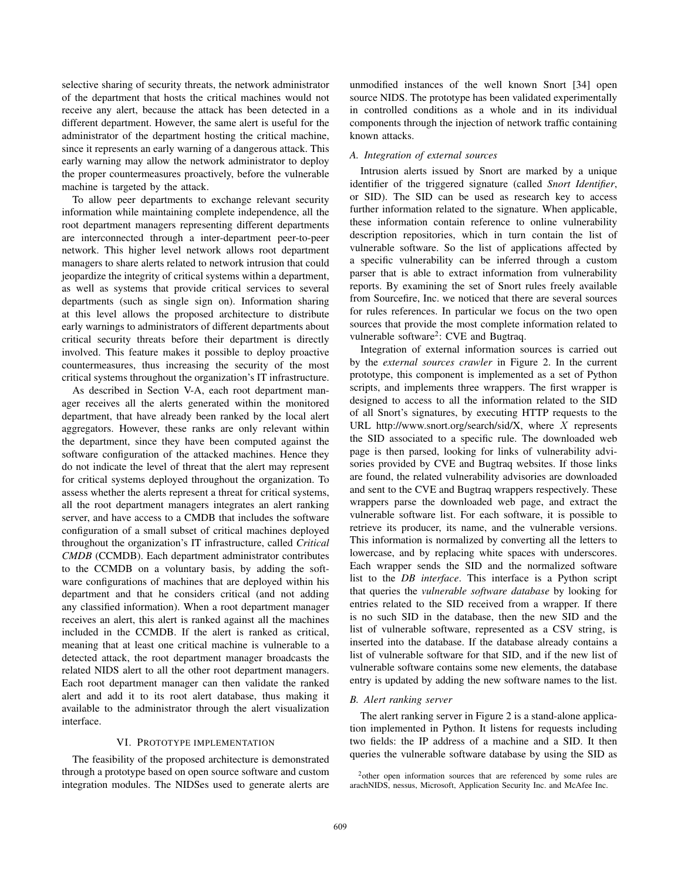selective sharing of security threats, the network administrator of the department that hosts the critical machines would not receive any alert, because the attack has been detected in a different department. However, the same alert is useful for the administrator of the department hosting the critical machine, since it represents an early warning of a dangerous attack. This early warning may allow the network administrator to deploy the proper countermeasures proactively, before the vulnerable machine is targeted by the attack.

To allow peer departments to exchange relevant security information while maintaining complete independence, all the root department managers representing different departments are interconnected through a inter-department peer-to-peer network. This higher level network allows root department managers to share alerts related to network intrusion that could jeopardize the integrity of critical systems within a department, as well as systems that provide critical services to several departments (such as single sign on). Information sharing at this level allows the proposed architecture to distribute early warnings to administrators of different departments about critical security threats before their department is directly involved. This feature makes it possible to deploy proactive countermeasures, thus increasing the security of the most critical systems throughout the organization's IT infrastructure.

As described in Section V-A, each root department manager receives all the alerts generated within the monitored department, that have already been ranked by the local alert aggregators. However, these ranks are only relevant within the department, since they have been computed against the software configuration of the attacked machines. Hence they do not indicate the level of threat that the alert may represent for critical systems deployed throughout the organization. To assess whether the alerts represent a threat for critical systems, all the root department managers integrates an alert ranking server, and have access to a CMDB that includes the software configuration of a small subset of critical machines deployed throughout the organization's IT infrastructure, called *Critical CMDB* (CCMDB). Each department administrator contributes to the CCMDB on a voluntary basis, by adding the software configurations of machines that are deployed within his department and that he considers critical (and not adding any classified information). When a root department manager receives an alert, this alert is ranked against all the machines included in the CCMDB. If the alert is ranked as critical, meaning that at least one critical machine is vulnerable to a detected attack, the root department manager broadcasts the related NIDS alert to all the other root department managers. Each root department manager can then validate the ranked alert and add it to its root alert database, thus making it available to the administrator through the alert visualization interface.

## VI. Prototype implementation

The feasibility of the proposed architecture is demonstrated through a prototype based on open source software and custom integration modules. The NIDSes used to generate alerts are unmodified instances of the well known Snort [34] open source NIDS. The prototype has been validated experimentally in controlled conditions as a whole and in its individual components through the injection of network traffic containing known attacks.

### A. Integration of external sources

Intrusion alerts issued by Snort are marked by a unique identifier of the triggered signature (called *Snort Identifier*, or SID). The SID can be used as research key to access further information related to the signature. When applicable, these information contain reference to online vulnerability description repositories, which in turn contain the list of vulnerable software. So the list of applications affected by a specific vulnerability can be inferred through a custom parser that is able to extract information from vulnerability reports. By examining the set of Snort rules freely available from Sourcefire, Inc. we noticed that there are several sources for rules references. In particular we focus on the two open sources that provide the most complete information related to vulnerable software[2]: CVE and Bugtraq.

Integration of external information sources is carried out by the *external sources crawler* in Figure 2. In the current prototype, this component is implemented as a set of Python scripts, and implements three wrappers. The first wrapper is designed to access to all the information related to the SID of all Snort's signatures, by executing HTTP requests to the URL http://www.snort.org/search/sid/X, where $X$ represents the SID associated to a specific rule. The downloaded web page is then parsed, looking for links of vulnerability advisories provided by CVE and Bugtraq websites. If those links are found, the related vulnerability advisories are downloaded and sent to the CVE and Bugtraq wrappers respectively. These wrappers parse the downloaded web page, and extract the vulnerable software list. For each software, it is possible to retrieve its producer, its name, and the vulnerable versions. This information is normalized by converting all the letters to lowercase, and by replacing white spaces with underscores. Each wrapper sends the SID and the normalized software list to the *DB interface*. This interface is a Python script that queries the *vulnerable software database* by looking for entries related to the SID received from a wrapper. If there is no such SID in the database, then the new SID and the list of vulnerable software, represented as a CSV string, is inserted into the database. If the database already contains a list of vulnerable software for that SID, and if the new list of vulnerable software contains some new elements, the database entry is updated by adding the new software names to the list.

### B. Alert ranking server

The alert ranking server in Figure 2 is a stand-alone application implemented in Python. It listens for requests including two fields: the IP address of a machine and a SID. It then queries the vulnerable software database by using the SID as

[2] other open information sources that are referenced by some rules are arachNIDS, nessus, Microsoft, Application Security Inc. and McAfee Inc.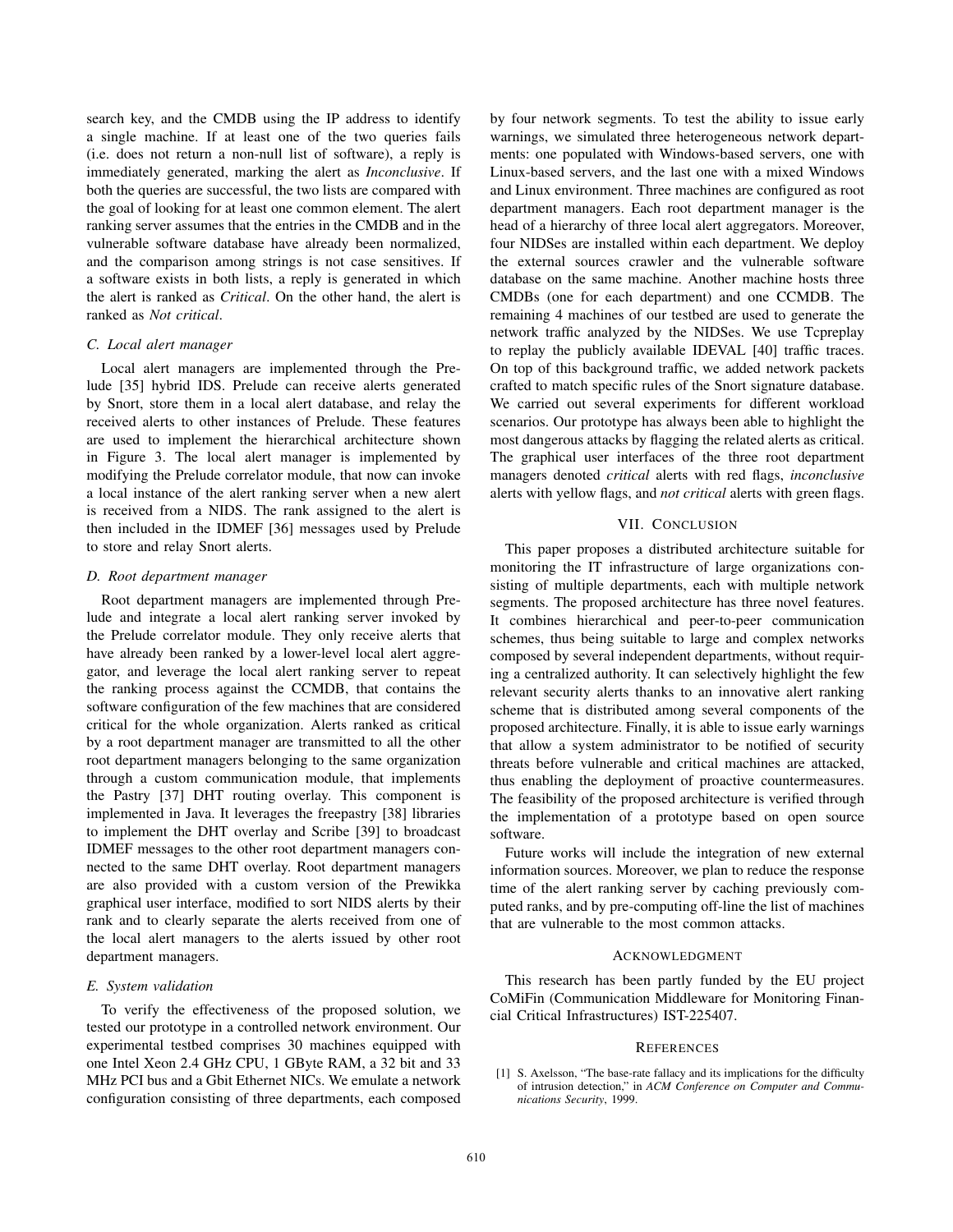search key, and the CMDB using the IP address to identify a single machine. If at least one of the two queries fails (i.e. does not return a non-null list of software), a reply is immediately generated, marking the alert as *Inconclusive*. If both the queries are successful, the two lists are compared with the goal of looking for at least one common element. The alert ranking server assumes that the entries in the CMDB and in the vulnerable software database have already been normalized, and the comparison among strings is not case sensitives. If a software exists in both lists, a reply is generated in which the alert is ranked as *Critical*. On the other hand, the alert is ranked as *Not critical*.

### C. Local alert manager

Local alert managers are implemented through the Prelude [35] hybrid IDS. Prelude can receive alerts generated by Snort, store them in a local alert database, and relay the received alerts to other instances of Prelude. These features are used to implement the hierarchical architecture shown in Figure 3. The local alert manager is implemented by modifying the Prelude correlator module, that now can invoke a local instance of the alert ranking server when a new alert is received from a NIDS. The rank assigned to the alert is then included in the IDMEF [36] messages used by Prelude to store and relay Snort alerts.

### D. Root department manager

Root department managers are implemented through Prelude and integrate a local alert ranking server invoked by the Prelude correlator module. They only receive alerts that have already been ranked by a lower-level local alert aggregator, and leverage the local alert ranking server to repeat the ranking process against the CCMDB, that contains the software configuration of the few machines that are considered critical for the whole organization. Alerts ranked as critical by a root department manager are transmitted to all the other root department managers belonging to the same organization through a custom communication module, that implements the Pastry [37] DHT routing overlay. This component is implemented in Java. It leverages the freepastry [38] libraries to implement the DHT overlay and Scribe [39] to broadcast IDMEF messages to the other root department managers connected to the same DHT overlay. Root department managers are also provided with a custom version of the Prewikka graphical user interface, modified to sort NIDS alerts by their rank and to clearly separate the alerts received from one of the local alert managers to the alerts issued by other root department managers.

### E. System validation

To verify the effectiveness of the proposed solution, we tested our prototype in a controlled network environment. Our experimental testbed comprises 30 machines equipped with one Intel Xeon 2.4 GHz CPU, 1 GByte RAM, a 32 bit and 33 MHz PCI bus and a Gbit Ethernet NICs. We emulate a network configuration consisting of three departments, each composed by four network segments. To test the ability to issue early warnings, we simulated three heterogeneous network departments: one populated with Windows-based servers, one with Linux-based servers, and the last one with a mixed Windows and Linux environment. Three machines are configured as root department managers. Each root department manager is the head of a hierarchy of three local alert aggregators. Moreover, four NIDSes are installed within each department. We deploy the external sources crawler and the vulnerable software database on the same machine. Another machine hosts three CMDBs (one for each department) and one CCMDB. The remaining 4 machines of our testbed are used to generate the network traffic analyzed by the NIDSes. We use Tcpreplay to replay the publicly available IDEVAL [40] traffic traces. On top of this background traffic, we added network packets crafted to match specific rules of the Snort signature database. We carried out several experiments for different workload scenarios. Our prototype has always been able to highlight the most dangerous attacks by flagging the related alerts as critical. The graphical user interfaces of the three root department managers denoted *critical* alerts with red flags, *inconclusive* alerts with yellow flags, and *not critical* alerts with green flags.

## VII. Conclusion

This paper proposes a distributed architecture suitable for monitoring the IT infrastructure of large organizations consisting of multiple departments, each with multiple network segments. The proposed architecture has three novel features. It combines hierarchical and peer-to-peer communication schemes, thus being suitable to large and complex networks composed by several independent departments, without requiring a centralized authority. It can selectively highlight the few relevant security alerts thanks to an innovative alert ranking scheme that is distributed among several components of the proposed architecture. Finally, it is able to issue early warnings that allow a system administrator to be notified of security threats before vulnerable and critical machines are attacked, thus enabling the deployment of proactive countermeasures. The feasibility of the proposed architecture is verified through the implementation of a prototype based on open source software.

Future works will include the integration of new external information sources. Moreover, we plan to reduce the response time of the alert ranking server by caching previously computed ranks, and by pre-computing off-line the list of machines that are vulnerable to the most common attacks.

## Acknowledgment

This research has been partly funded by the EU project CoMiFin (Communication Middleware for Monitoring Financial Critical Infrastructures) IST-225407.

## References

[1] S. Axelsson, "The base-rate fallacy and its implications for the difficulty of intrusion detection," in *ACM Conference on Computer and Communications Security*, 1999.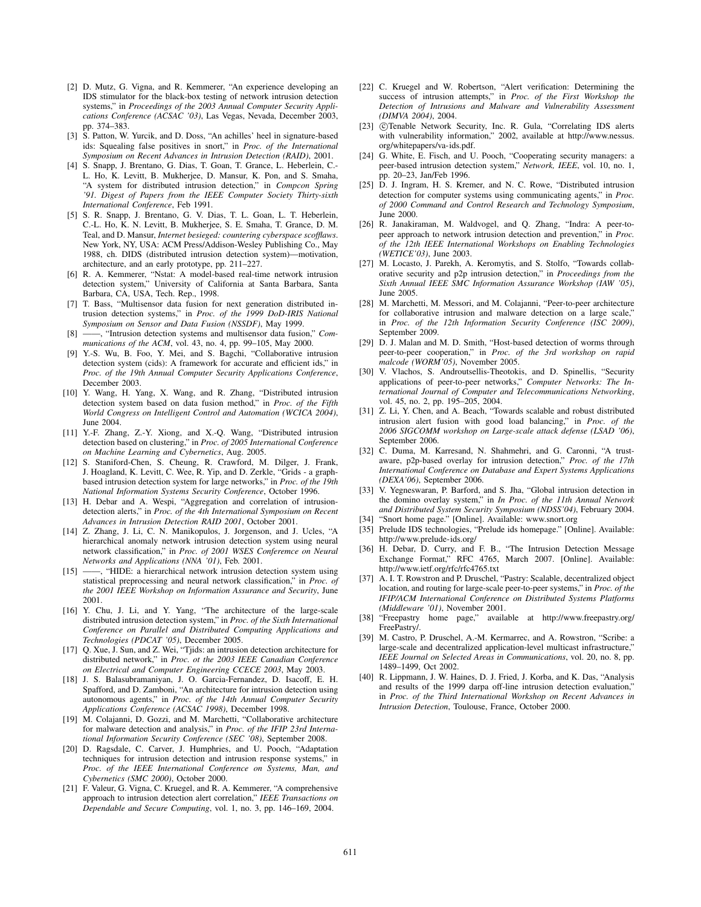[2] D. Mutz, G. Vigna, and R. Kemmerer, "An experience developing an IDS stimulator for the black-box testing of network intrusion detection systems," in *Proceedings of the 2003 Annual Computer Security Applications Conference (ACSAC '03)*, Las Vegas, Nevada, December 2003, pp. 374–383.

[3] S. Patton, W. Yurcik, and D. Doss, "An achilles' heel in signature-based ids: Squealing false positives in snort," in *Proc. of the International Symposium on Recent Advances in Intrusion Detection (RAID)*, 2001.

[4] S. Snapp, J. Brentano, G. Dias, T. Goan, T. Grance, L. Heberlein, C.-L. Ho, K. Levitt, B. Mukherjee, D. Mansur, K. Pon, and S. Smaha, "A system for distributed intrusion detection," in *Compcon Spring '91. Digest of Papers from the IEEE Computer Society Thirty-sixth International Conference*, Feb 1991.

[5] S. R. Snapp, J. Brentano, G. V. Dias, T. L. Goan, L. T. Heberlein, C.-L. Ho, K. N. Levitt, B. Mukherjee, S. E. Smaha, T. Grance, D. M. Teal, and D. Mansur, *Internet besieged: countering cyberspace scofflaws*. New York, NY, USA: ACM Press/Addison-Wesley Publishing Co., May 1988, ch. DIDS (distributed intrusion detection system)—motivation, architecture, and an early prototype, pp. 211–227.

[6] R. A. Kemmerer, "Nstat: A model-based real-time network intrusion detection system," University of California at Santa Barbara, Santa Barbara, CA, USA, Tech. Rep., 1998.

[7] T. Bass, "Multisensor data fusion for next generation distributed intrusion detection systems," in *Proc. of the 1999 DoD-IRIS National Symposium on Sensor and Data Fusion (NSSDF)*, May 1999.

[8] ——, "Intrusion detection systems and multisensor data fusion," *Communications of the ACM*, vol. 43, no. 4, pp. 99–105, May 2000.

[9] Y.-S. Wu, B. Foo, Y. Mei, and S. Bagchi, "Collaborative intrusion detection system (cids): A framework for accurate and efficient ids," in *Proc. of the 19th Annual Computer Security Applications Conference*, December 2003.

[10] Y. Wang, H. Yang, X. Wang, and R. Zhang, "Distributed intrusion detection system based on data fusion method," in *Proc. of the Fifth World Congress on Intelligent Control and Automation (WCICA 2004)*, June 2004.

[11] Y.-F. Zhang, Z.-Y. Xiong, and X.-Q. Wang, "Distributed intrusion detection based on clustering," in *Proc. of 2005 International Conference on Machine Learning and Cybernetics*, Aug. 2005.

[12] S. Staniford-Chen, S. Cheung, R. Crawford, M. Dilger, J. Frank, J. Hoagland, K. Levitt, C. Wee, R. Yip, and D. Zerkle, "Grids - a graph-based intrusion detection system for large networks," in *Proc. of the 19th National Information Systems Security Conference*, October 1996.

[13] H. Debar and A. Wespi, "Aggregation and correlation of intrusion-detection alerts," in *Proc. of the 4th International Symposium on Recent Advances in Intrusion Detection RAID 2001*, October 2001.

[14] Z. Zhang, J. Li, C. N. Manikopulos, J. Jorgenson, and J. Ucles, "A hierarchical anomaly network intrusion detection system using neural network classification," in *Proc. of 2001 WSES Conferemce on Neural Networks and Applications (NNA '01)*, Feb. 2001.

[15] ——, "HIDE: a hierarchical network intrusion detection system using statistical preprocessing and neural network classification," in *Proc. of the 2001 IEEE Workshop on Information Assurance and Security*, June 2001.

[16] Y. Chu, J. Li, and Y. Yang, "The architecture of the large-scale distributed intrusion detection system," in *Proc. of the Sixth International Conference on Parallel and Distributed Computing Applications and Technologies (PDCAT '05)*, December 2005.

[17] Q. Xue, J. Sun, and Z. Wei, "Tjids: an intrusion detection architecture for distributed network," in *Proc. ot the 2003 IEEE Canadian Conference on Electrical and Computer Engineering CCECE 2003*, May 2003.

[18] J. S. Balasubramaniyan, J. O. Garcia-Fernandez, D. Isacoff, E. H. Spafford, and D. Zamboni, "An architecture for intrusion detection using autonomous agents," in *Proc. of the 14th Annual Computer Security Applications Conference (ACSAC 1998)*, December 1998.

[19] M. Colajanni, D. Gozzi, and M. Marchetti, "Collaborative architecture for malware detection and analysis," in *Proc. of the IFIP 23rd International Information Security Conference (SEC '08)*, September 2008.

[20] D. Ragsdale, C. Carver, J. Humphries, and U. Pooch, "Adaptation techniques for intrusion detection and intrusion response systems," in *Proc. of the IEEE International Conference on Systems, Man, and Cybernetics (SMC 2000)*, October 2000.

[21] F. Valeur, G. Vigna, C. Kruegel, and R. A. Kemmerer, "A comprehensive approach to intrusion detection alert correlation," *IEEE Transactions on Dependable and Secure Computing*, vol. 1, no. 3, pp. 146–169, 2004.

[22] C. Kruegel and W. Robertson, "Alert verification: Determining the success of intrusion attempts," in *Proc. of the First Workshop the Detection of Intrusions and Malware and Vulnerability Assessment (DIMVA 2004)*, 2004.

[23] ©Tenable Network Security, Inc. R. Gula, "Correlating IDS alerts with vulnerability information," 2002, available at http://www.nessus.org/whitepapers/va-ids.pdf.

[24] G. White, E. Fisch, and U. Pooch, "Cooperating security managers: a peer-based intrusion detection system," *Network, IEEE*, vol. 10, no. 1, pp. 20–23, Jan/Feb 1996.

[25] D. J. Ingram, H. S. Kremer, and N. C. Rowe, "Distributed intrusion detection for computer systems using communicating agents," in *Proc. of 2000 Command and Control Research and Technology Symposium*, June 2000.

[26] R. Janakiraman, M. Waldvogel, and Q. Zhang, "Indra: A peer-to-peer approach to network intrusion detection and prevention," in *Proc. of the 12th IEEE International Workshops on Enabling Technologies (WETICE'03)*, June 2003.

[27] M. Locasto, J. Parekh, A. Keromytis, and S. Stolfo, "Towards collaborative security and p2p intrusion detection," in *Proceedings from the Sixth Annual IEEE SMC Information Assurance Workshop (IAW '05)*, June 2005.

[28] M. Marchetti, M. Messori, and M. Colajanni, "Peer-to-peer architecture for collaborative intrusion and malware detection on a large scale," in *Proc. of the 12th Information Security Conference (ISC 2009)*, September 2009.

[29] D. J. Malan and M. D. Smith, "Host-based detection of worms through peer-to-peer cooperation," in *Proc. of the 3rd workshop on rapid malcode (WORM'05)*, November 2005.

[30] V. Vlachos, S. Androutsellis-Theotokis, and D. Spinellis, "Security applications of peer-to-peer networks," *Computer Networks: The International Journal of Computer and Telecommunications Networking*, vol. 45, no. 2, pp. 195–205, 2004.

[31] Z. Li, Y. Chen, and A. Beach, "Towards scalable and robust distributed intrusion alert fusion with good load balancing," in *Proc. of the 2006 SIGCOMM workshop on Large-scale attack defense (LSAD '06)*, September 2006.

[32] C. Duma, M. Karresand, N. Shahmehri, and G. Caronni, "A trust-aware, p2p-based overlay for intrusion detection," *Proc. of the 17th International Conference on Database and Expert Systems Applications (DEXA'06)*, September 2006.

[33] V. Yegneswaran, P. Barford, and S. Jha, "Global intrusion detection in the domino overlay system," in *In Proc. of the 11th Annual Network and Distributed System Security Symposium (NDSS'04)*, February 2004.

[34] "Snort home page." [Online]. Available: www.snort.org

[35] Prelude IDS technologies, "Prelude ids homepage." [Online]. Available: http://www.prelude-ids.org/

[36] H. Debar, D. Curry, and F. B., "The Intrusion Detection Message Exchange Format," RFC 4765, March 2007. [Online]. Available: http://www.ietf.org/rfc/rfc4765.txt

[37] A. I. T. Rowstron and P. Druschel, "Pastry: Scalable, decentralized object location, and routing for large-scale peer-to-peer systems," in *Proc. of the IFIP/ACM International Conference on Distributed Systems Platforms (Middleware '01)*, November 2001.

[38] "Freepastry home page," available at http://www.freepastry.org/FreePastry/.

[39] M. Castro, P. Druschel, A.-M. Kermarrec, and A. Rowstron, "Scribe: a large-scale and decentralized application-level multicast infrastructure," *IEEE Journal on Selected Areas in Communications*, vol. 20, no. 8, pp. 1489–1499, Oct 2002.

[40] R. Lippmann, J. W. Haines, D. J. Fried, J. Korba, and K. Das, "Analysis and results of the 1999 darpa off-line intrusion detection evaluation," in *Proc. of the Third International Workshop on Recent Advances in Intrusion Detection*, Toulouse, France, October 2000.